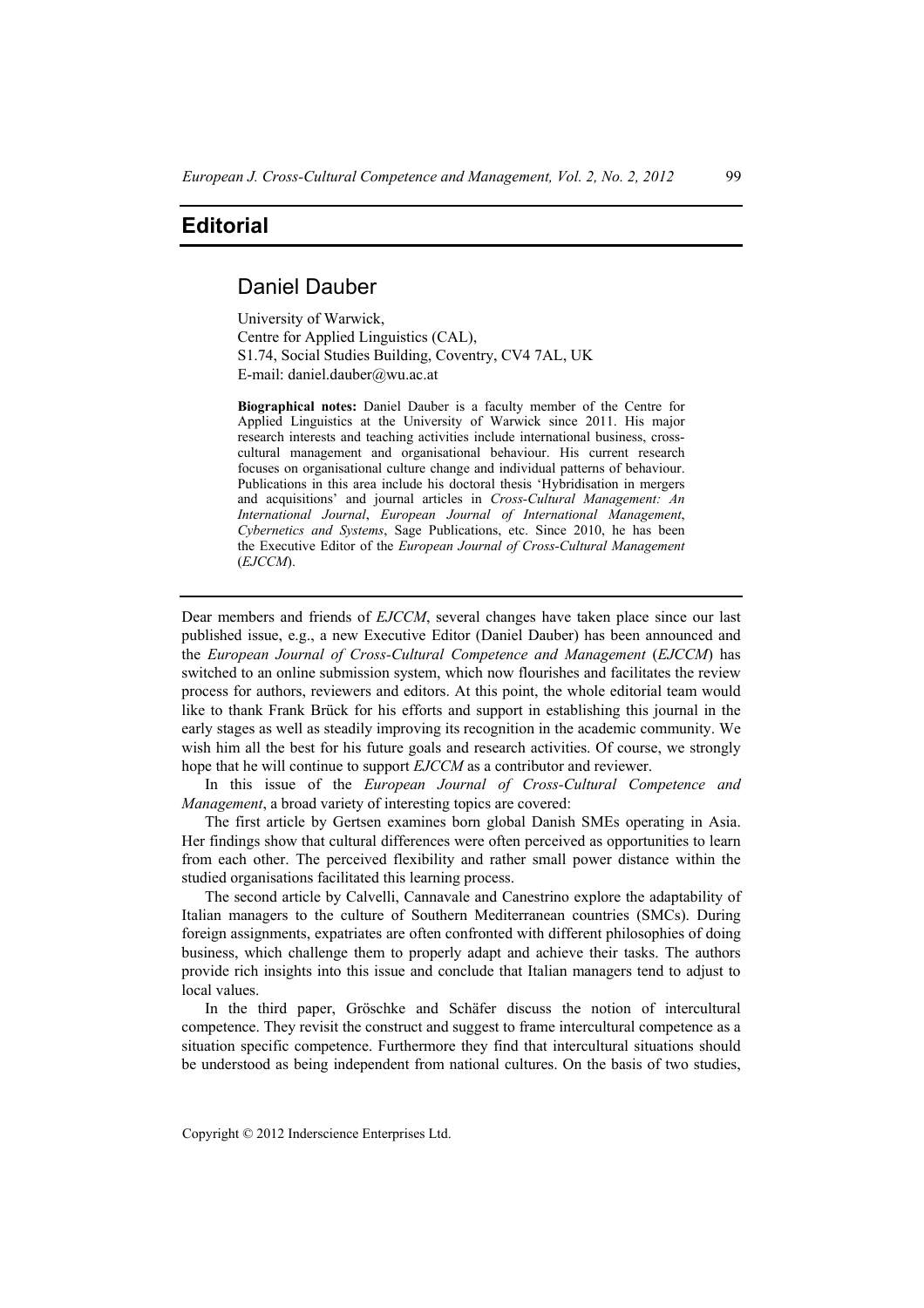# Editorial

## Daniel Dauber

University of Warwick,
Centre for Applied Linguistics (CAL),
S1.74, Social Studies Building, Coventry, CV4 7AL, UK
E-mail: daniel.dauber@wu.ac.at

**Biographical notes:** Daniel Dauber is a faculty member of the Centre for Applied Linguistics at the University of Warwick since 2011. His major research interests and teaching activities include international business, cross-cultural management and organisational behaviour. His current research focuses on organisational culture change and individual patterns of behaviour. Publications in this area include his doctoral thesis 'Hybridisation in mergers and acquisitions' and journal articles in *Cross-Cultural Management: An International Journal*, *European Journal of International Management*, *Cybernetics and Systems*, Sage Publications, etc. Since 2010, he has been the Executive Editor of the *European Journal of Cross-Cultural Management* (*EJCCM*).

---

Dear members and friends of *EJCCM*, several changes have taken place since our last published issue, e.g., a new Executive Editor (Daniel Dauber) has been announced and the *European Journal of Cross-Cultural Competence and Management* (*EJCCM*) has switched to an online submission system, which now flourishes and facilitates the review process for authors, reviewers and editors. At this point, the whole editorial team would like to thank Frank Brück for his efforts and support in establishing this journal in the early stages as well as steadily improving its recognition in the academic community. We wish him all the best for his future goals and research activities. Of course, we strongly hope that he will continue to support *EJCCM* as a contributor and reviewer.

In this issue of the *European Journal of Cross-Cultural Competence and Management*, a broad variety of interesting topics are covered:

The first article by Gertsen examines born global Danish SMEs operating in Asia. Her findings show that cultural differences were often perceived as opportunities to learn from each other. The perceived flexibility and rather small power distance within the studied organisations facilitated this learning process.

The second article by Calvelli, Cannavale and Canestrino explore the adaptability of Italian managers to the culture of Southern Mediterranean countries (SMCs). During foreign assignments, expatriates are often confronted with different philosophies of doing business, which challenge them to properly adapt and achieve their tasks. The authors provide rich insights into this issue and conclude that Italian managers tend to adjust to local values.

In the third paper, Gröschke and Schäfer discuss the notion of intercultural competence. They revisit the construct and suggest to frame intercultural competence as a situation specific competence. Furthermore they find that intercultural situations should be understood as being independent from national cultures. On the basis of two studies,

Copyright © 2012 Inderscience Enterprises Ltd.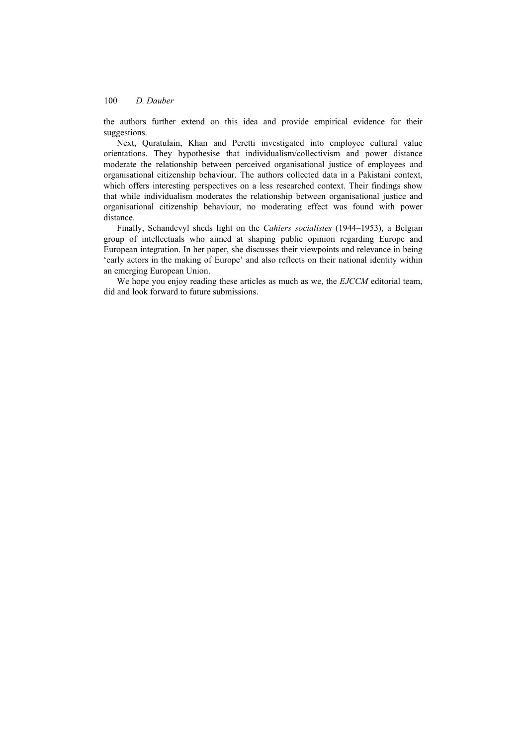the authors further extend on this idea and provide empirical evidence for their suggestions.

Next, Quratulain, Khan and Peretti investigated into employee cultural value orientations. They hypothesise that individualism/collectivism and power distance moderate the relationship between perceived organisational justice of employees and organisational citizenship behaviour. The authors collected data in a Pakistani context, which offers interesting perspectives on a less researched context. Their findings show that while individualism moderates the relationship between organisational justice and organisational citizenship behaviour, no moderating effect was found with power distance.

Finally, Schandevyl sheds light on the *Cahiers socialistes* (1944–1953), a Belgian group of intellectuals who aimed at shaping public opinion regarding Europe and European integration. In her paper, she discusses their viewpoints and relevance in being 'early actors in the making of Europe' and also reflects on their national identity within an emerging European Union.

We hope you enjoy reading these articles as much as we, the *EJCCM* editorial team, did and look forward to future submissions.